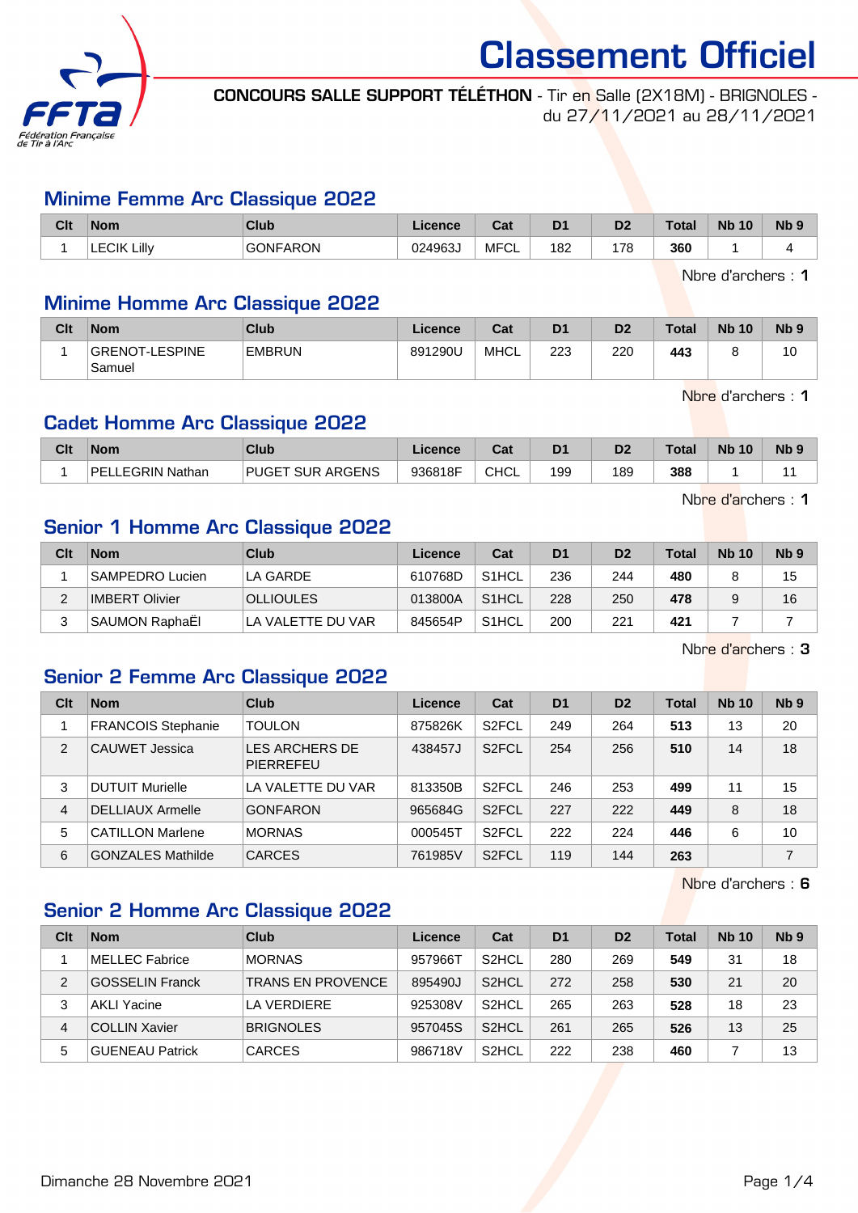# Classement Officiel

**CONCOURS SALLE SUPPORT TÉLÉTHON** - Tir en Salle (2X18M) - BRIGNOLES - du 27/11/2021 au 28/11/2021

## Minime Femme Arc Classique 2022

| Clt | Nom | Club | Licence | Cat | D1 | D2 | Total | Nb 10 | Nb 9 |
|---|---|---|---|---|---|---|---|---|---|
| 1 | LECIK Lilly | GONFARON | 024963J | MFCL | 182 | 178 | **360** | 1 | 4 |

Nbre d'archers : **1**

## Minime Homme Arc Classique 2022

| Clt | Nom | Club | Licence | Cat | D1 | D2 | Total | Nb 10 | Nb 9 |
|---|---|---|---|---|---|---|---|---|---|
| 1 | GRENOT-LESPINE Samuel | EMBRUN | 891290U | MHCL | 223 | 220 | **443** | 8 | 10 |

Nbre d'archers : **1**

## Cadet Homme Arc Classique 2022

| Clt | Nom | Club | Licence | Cat | D1 | D2 | Total | Nb 10 | Nb 9 |
|---|---|---|---|---|---|---|---|---|---|
| 1 | PELLEGRIN Nathan | PUGET SUR ARGENS | 936818F | CHCL | 199 | 189 | **388** | 1 | 11 |

Nbre d'archers : **1**

## Senior 1 Homme Arc Classique 2022

| Clt | Nom | Club | Licence | Cat | D1 | D2 | Total | Nb 10 | Nb 9 |
|---|---|---|---|---|---|---|---|---|---|
| 1 | SAMPEDRO Lucien | LA GARDE | 610768D | S1HCL | 236 | 244 | **480** | 8 | 15 |
| 2 | IMBERT Olivier | OLLIOULES | 013800A | S1HCL | 228 | 250 | **478** | 9 | 16 |
| 3 | SAUMON RaphaËl | LA VALETTE DU VAR | 845654P | S1HCL | 200 | 221 | **421** | 7 | 7 |

Nbre d'archers : **3**

## Senior 2 Femme Arc Classique 2022

| Clt | Nom | Club | Licence | Cat | D1 | D2 | Total | Nb 10 | Nb 9 |
|---|---|---|---|---|---|---|---|---|---|
| 1 | FRANCOIS Stephanie | TOULON | 875826K | S2FCL | 249 | 264 | **513** | 13 | 20 |
| 2 | CAUWET Jessica | LES ARCHERS DE PIERREFEU | 438457J | S2FCL | 254 | 256 | **510** | 14 | 18 |
| 3 | DUTUIT Murielle | LA VALETTE DU VAR | 813350B | S2FCL | 246 | 253 | **499** | 11 | 15 |
| 4 | DELLIAUX Armelle | GONFARON | 965684G | S2FCL | 227 | 222 | **449** | 8 | 18 |
| 5 | CATILLON Marlene | MORNAS | 000545T | S2FCL | 222 | 224 | **446** | 6 | 10 |
| 6 | GONZALES Mathilde | CARCES | 761985V | S2FCL | 119 | 144 | **263** | | 7 |

Nbre d'archers : **6**

## Senior 2 Homme Arc Classique 2022

| Clt | Nom | Club | Licence | Cat | D1 | D2 | Total | Nb 10 | Nb 9 |
|---|---|---|---|---|---|---|---|---|---|
| 1 | MELLEC Fabrice | MORNAS | 957966T | S2HCL | 280 | 269 | **549** | 31 | 18 |
| 2 | GOSSELIN Franck | TRANS EN PROVENCE | 895490J | S2HCL | 272 | 258 | **530** | 21 | 20 |
| 3 | AKLI Yacine | LA VERDIERE | 925308V | S2HCL | 265 | 263 | **528** | 18 | 23 |
| 4 | COLLIN Xavier | BRIGNOLES | 957045S | S2HCL | 261 | 265 | **526** | 13 | 25 |
| 5 | GUENEAU Patrick | CARCES | 986718V | S2HCL | 222 | 238 | **460** | 7 | 13 |

Dimanche 28 Novembre 2021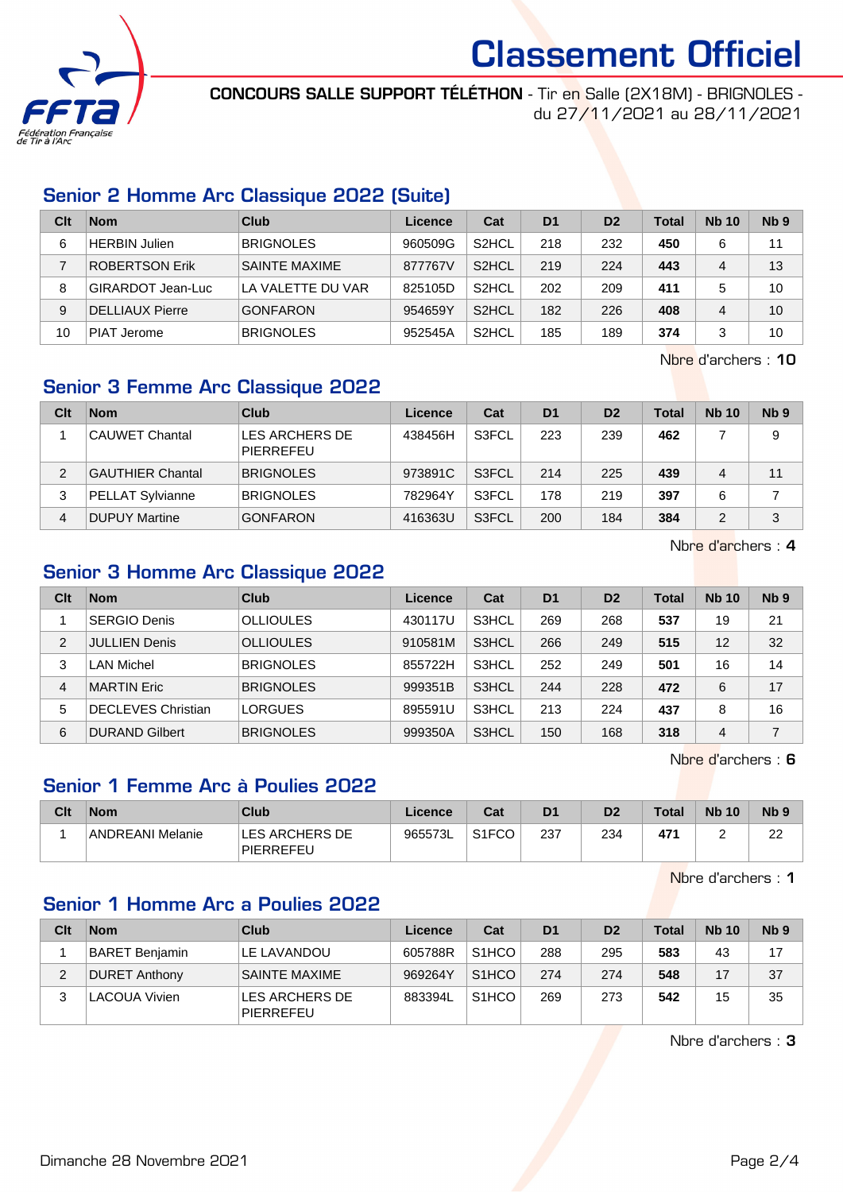# Classement Officiel

**CONCOURS SALLE SUPPORT TÉLÉTHON** - Tir en Salle (2X18M) - BRIGNOLES - du 27/11/2021 au 28/11/2021

## Senior 2 Homme Arc Classique 2022 (Suite)

| Clt | Nom | Club | Licence | Cat | D1 | D2 | Total | Nb 10 | Nb 9 |
|---|---|---|---|---|---|---|---|---|---|
| 6 | HERBIN Julien | BRIGNOLES | 960509G | S2HCL | 218 | 232 | **450** | 6 | 11 |
| 7 | ROBERTSON Erik | SAINTE MAXIME | 877767V | S2HCL | 219 | 224 | **443** | 4 | 13 |
| 8 | GIRARDOT Jean-Luc | LA VALETTE DU VAR | 825105D | S2HCL | 202 | 209 | **411** | 5 | 10 |
| 9 | DELLIAUX Pierre | GONFARON | 954659Y | S2HCL | 182 | 226 | **408** | 4 | 10 |
| 10 | PIAT Jerome | BRIGNOLES | 952545A | S2HCL | 185 | 189 | **374** | 3 | 10 |

Nbre d'archers : **10**

## Senior 3 Femme Arc Classique 2022

| Clt | Nom | Club | Licence | Cat | D1 | D2 | Total | Nb 10 | Nb 9 |
|---|---|---|---|---|---|---|---|---|---|
| 1 | CAUWET Chantal | LES ARCHERS DE PIERREFEU | 438456H | S3FCL | 223 | 239 | **462** | 7 | 9 |
| 2 | GAUTHIER Chantal | BRIGNOLES | 973891C | S3FCL | 214 | 225 | **439** | 4 | 11 |
| 3 | PELLAT Sylvianne | BRIGNOLES | 782964Y | S3FCL | 178 | 219 | **397** | 6 | 7 |
| 4 | DUPUY Martine | GONFARON | 416363U | S3FCL | 200 | 184 | **384** | 2 | 3 |

Nbre d'archers : **4**

## Senior 3 Homme Arc Classique 2022

| Clt | Nom | Club | Licence | Cat | D1 | D2 | Total | Nb 10 | Nb 9 |
|---|---|---|---|---|---|---|---|---|---|
| 1 | SERGIO Denis | OLLIOULES | 430117U | S3HCL | 269 | 268 | **537** | 19 | 21 |
| 2 | JULLIEN Denis | OLLIOULES | 910581M | S3HCL | 266 | 249 | **515** | 12 | 32 |
| 3 | LAN Michel | BRIGNOLES | 855722H | S3HCL | 252 | 249 | **501** | 16 | 14 |
| 4 | MARTIN Eric | BRIGNOLES | 999351B | S3HCL | 244 | 228 | **472** | 6 | 17 |
| 5 | DECLEVES Christian | LORGUES | 895591U | S3HCL | 213 | 224 | **437** | 8 | 16 |
| 6 | DURAND Gilbert | BRIGNOLES | 999350A | S3HCL | 150 | 168 | **318** | 4 | 7 |

Nbre d'archers : **6**

## Senior 1 Femme Arc à Poulies 2022

| Clt | Nom | Club | Licence | Cat | D1 | D2 | Total | Nb 10 | Nb 9 |
|---|---|---|---|---|---|---|---|---|---|
| 1 | ANDREANI Melanie | LES ARCHERS DE PIERREFEU | 965573L | S1FCO | 237 | 234 | **471** | 2 | 22 |

Nbre d'archers : **1**

## Senior 1 Homme Arc a Poulies 2022

| Clt | Nom | Club | Licence | Cat | D1 | D2 | Total | Nb 10 | Nb 9 |
|---|---|---|---|---|---|---|---|---|---|
| 1 | BARET Benjamin | LE LAVANDOU | 605788R | S1HCO | 288 | 295 | **583** | 43 | 17 |
| 2 | DURET Anthony | SAINTE MAXIME | 969264Y | S1HCO | 274 | 274 | **548** | 17 | 37 |
| 3 | LACOUA Vivien | LES ARCHERS DE PIERREFEU | 883394L | S1HCO | 269 | 273 | **542** | 15 | 35 |

Nbre d'archers : **3**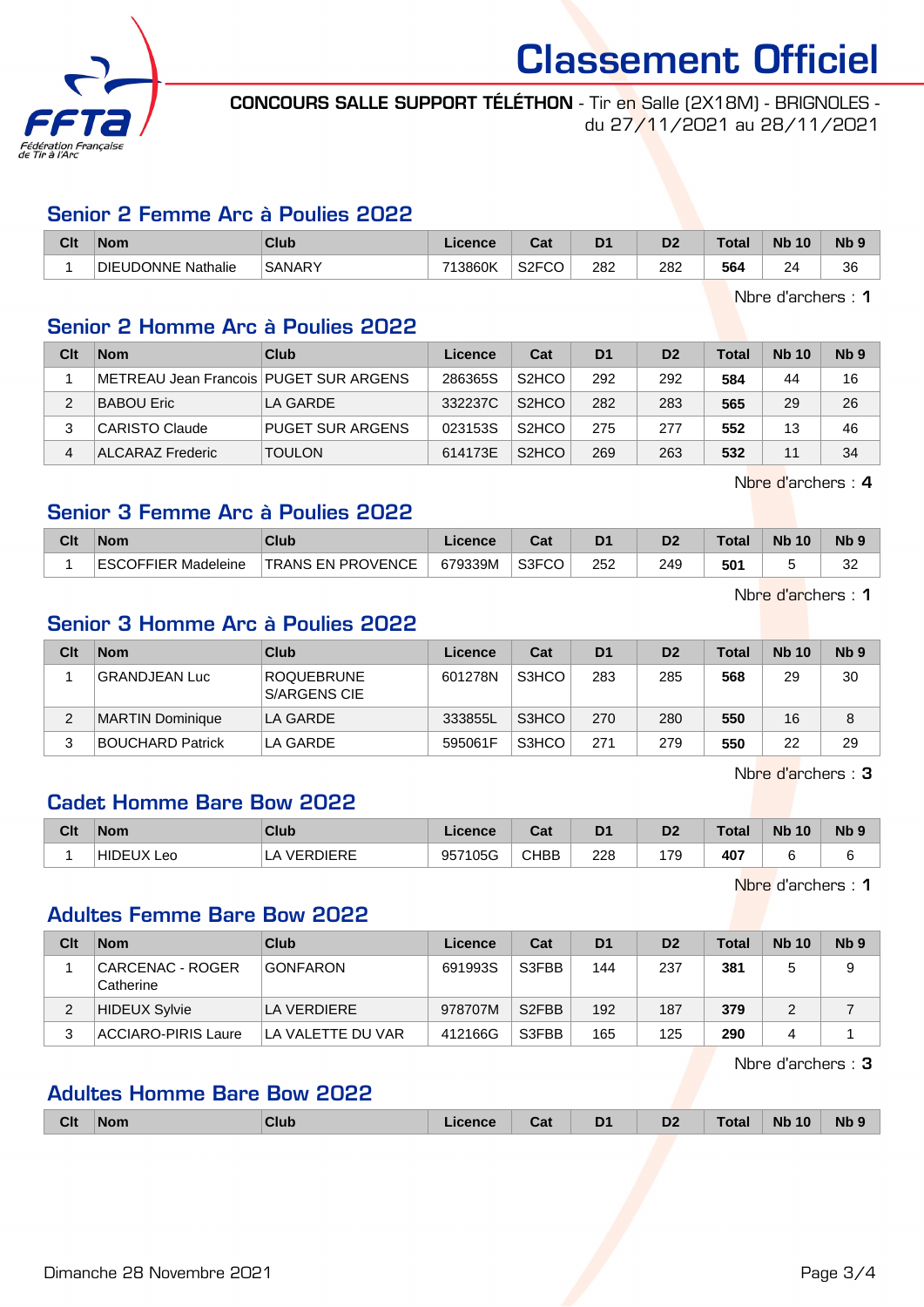# Classement Officiel

**CONCOURS SALLE SUPPORT TÉLÉTHON** - Tir en Salle (2X18M) - BRIGNOLES - du 27/11/2021 au 28/11/2021

## Senior 2 Femme Arc à Poulies 2022

| Clt | Nom | Club | Licence | Cat | D1 | D2 | Total | Nb 10 | Nb 9 |
|---|---|---|---|---|---|---|---|---|---|
| 1 | DIEUDONNE Nathalie | SANARY | 713860K | S2FCO | 282 | 282 | **564** | 24 | 36 |

Nbre d'archers : **1**

## Senior 2 Homme Arc à Poulies 2022

| Clt | Nom | Club | Licence | Cat | D1 | D2 | Total | Nb 10 | Nb 9 |
|---|---|---|---|---|---|---|---|---|---|
| 1 | METREAU Jean Francois | PUGET SUR ARGENS | 286365S | S2HCO | 292 | 292 | **584** | 44 | 16 |
| 2 | BABOU Eric | LA GARDE | 332237C | S2HCO | 282 | 283 | **565** | 29 | 26 |
| 3 | CARISTO Claude | PUGET SUR ARGENS | 023153S | S2HCO | 275 | 277 | **552** | 13 | 46 |
| 4 | ALCARAZ Frederic | TOULON | 614173E | S2HCO | 269 | 263 | **532** | 11 | 34 |

Nbre d'archers : **4**

## Senior 3 Femme Arc à Poulies 2022

| Clt | Nom | Club | Licence | Cat | D1 | D2 | Total | Nb 10 | Nb 9 |
|---|---|---|---|---|---|---|---|---|---|
| 1 | ESCOFFIER Madeleine | TRANS EN PROVENCE | 679339M | S3FCO | 252 | 249 | **501** | 5 | 32 |

Nbre d'archers : **1**

## Senior 3 Homme Arc à Poulies 2022

| Clt | Nom | Club | Licence | Cat | D1 | D2 | Total | Nb 10 | Nb 9 |
|---|---|---|---|---|---|---|---|---|---|
| 1 | GRANDJEAN Luc | ROQUEBRUNE S/ARGENS CIE | 601278N | S3HCO | 283 | 285 | **568** | 29 | 30 |
| 2 | MARTIN Dominique | LA GARDE | 333855L | S3HCO | 270 | 280 | **550** | 16 | 8 |
| 3 | BOUCHARD Patrick | LA GARDE | 595061F | S3HCO | 271 | 279 | **550** | 22 | 29 |

Nbre d'archers : **3**

## Cadet Homme Bare Bow 2022

| Clt | Nom | Club | Licence | Cat | D1 | D2 | Total | Nb 10 | Nb 9 |
|---|---|---|---|---|---|---|---|---|---|
| 1 | HIDEUX Leo | LA VERDIERE | 957105G | CHBB | 228 | 179 | **407** | 6 | 6 |

Nbre d'archers : **1**

## Adultes Femme Bare Bow 2022

| Clt | Nom | Club | Licence | Cat | D1 | D2 | Total | Nb 10 | Nb 9 |
|---|---|---|---|---|---|---|---|---|---|
| 1 | CARCENAC - ROGER Catherine | GONFARON | 691993S | S3FBB | 144 | 237 | **381** | 5 | 9 |
| 2 | HIDEUX Sylvie | LA VERDIERE | 978707M | S2FBB | 192 | 187 | **379** | 2 | 7 |
| 3 | ACCIARO-PIRIS Laure | LA VALETTE DU VAR | 412166G | S3FBB | 165 | 125 | **290** | 4 | 1 |

Nbre d'archers : **3**

## Adultes Homme Bare Bow 2022

| Clt | Nom | Club | Licence | Cat | D1 | D2 | Total | Nb 10 | Nb 9 |
|---|---|---|---|---|---|---|---|---|---|

Dimanche 28 Novembre 2021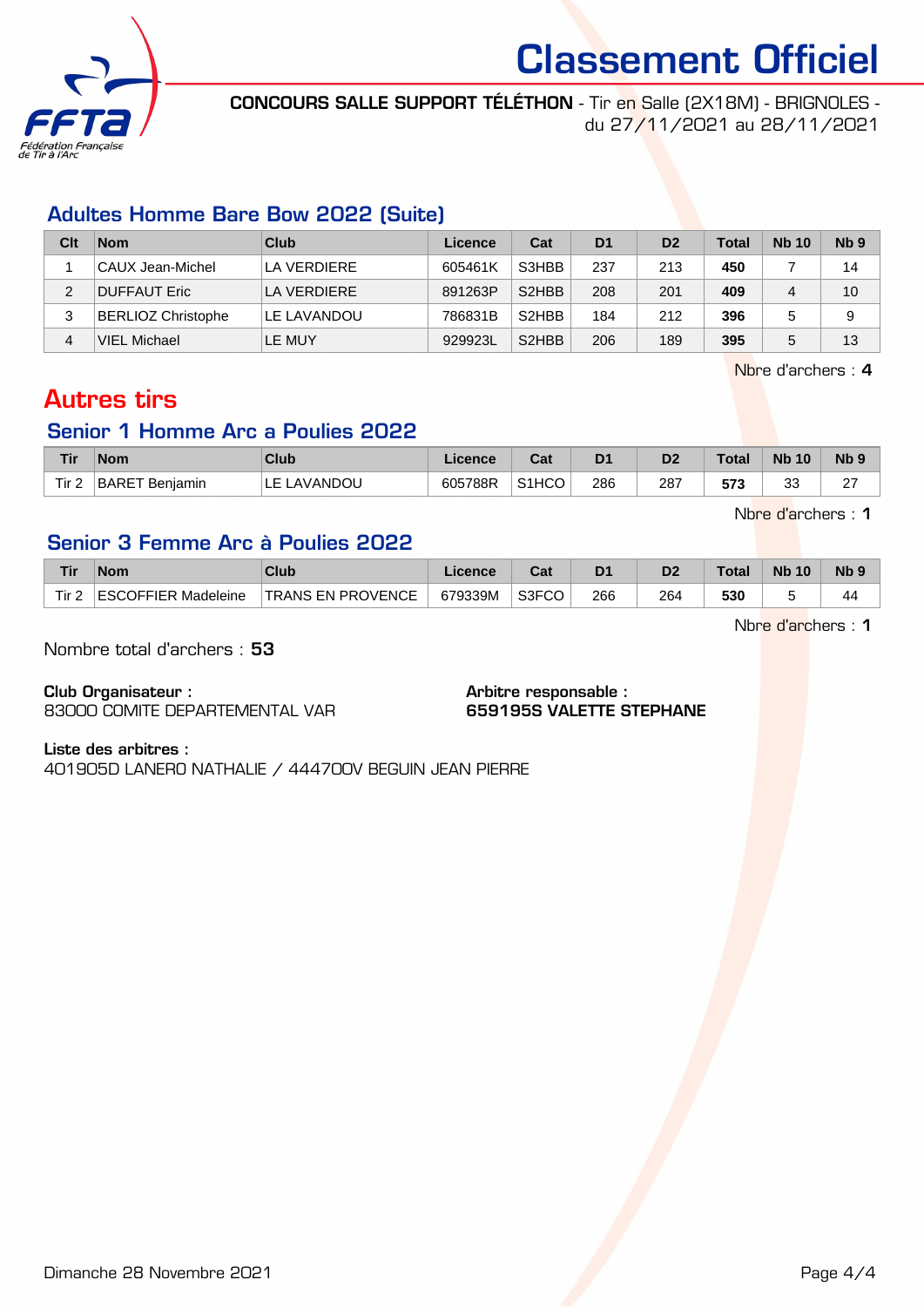# Classement Officiel

**CONCOURS SALLE SUPPORT TÉLÉTHON** - Tir en Salle (2X18M) - BRIGNOLES - du 27/11/2021 au 28/11/2021

## Adultes Homme Bare Bow 2022 (Suite)

| Clt | Nom | Club | Licence | Cat | D1 | D2 | Total | Nb 10 | Nb 9 |
|---|---|---|---|---|---|---|---|---|---|
| 1 | CAUX Jean-Michel | LA VERDIERE | 605461K | S3HBB | 237 | 213 | **450** | 7 | 14 |
| 2 | DUFFAUT Eric | LA VERDIERE | 891263P | S2HBB | 208 | 201 | **409** | 4 | 10 |
| 3 | BERLIOZ Christophe | LE LAVANDOU | 786831B | S2HBB | 184 | 212 | **396** | 5 | 9 |
| 4 | VIEL Michael | LE MUY | 929923L | S2HBB | 206 | 189 | **395** | 5 | 13 |

Nbre d'archers : **4**

# Autres tirs

## Senior 1 Homme Arc a Poulies 2022

| Tir | Nom | Club | Licence | Cat | D1 | D2 | Total | Nb 10 | Nb 9 |
|---|---|---|---|---|---|---|---|---|---|
| Tir 2 | BARET Benjamin | LE LAVANDOU | 605788R | S1HCO | 286 | 287 | **573** | 33 | 27 |

Nbre d'archers : **1**

## Senior 3 Femme Arc à Poulies 2022

| Tir | Nom | Club | Licence | Cat | D1 | D2 | Total | Nb 10 | Nb 9 |
|---|---|---|---|---|---|---|---|---|---|
| Tir 2 | ESCOFFIER Madeleine | TRANS EN PROVENCE | 679339M | S3FCO | 266 | 264 | **530** | 5 | 44 |

Nbre d'archers : **1**

Nombre total d'archers : **53**

**Club Organisateur :**
83000 COMITE DEPARTEMENTAL VAR

**Arbitre responsable :**
**659195S VALETTE STEPHANE**

**Liste des arbitres :**
401905D LANERO NATHALIE / 444700V BEGUIN JEAN PIERRE

Dimanche 28 Novembre 2021